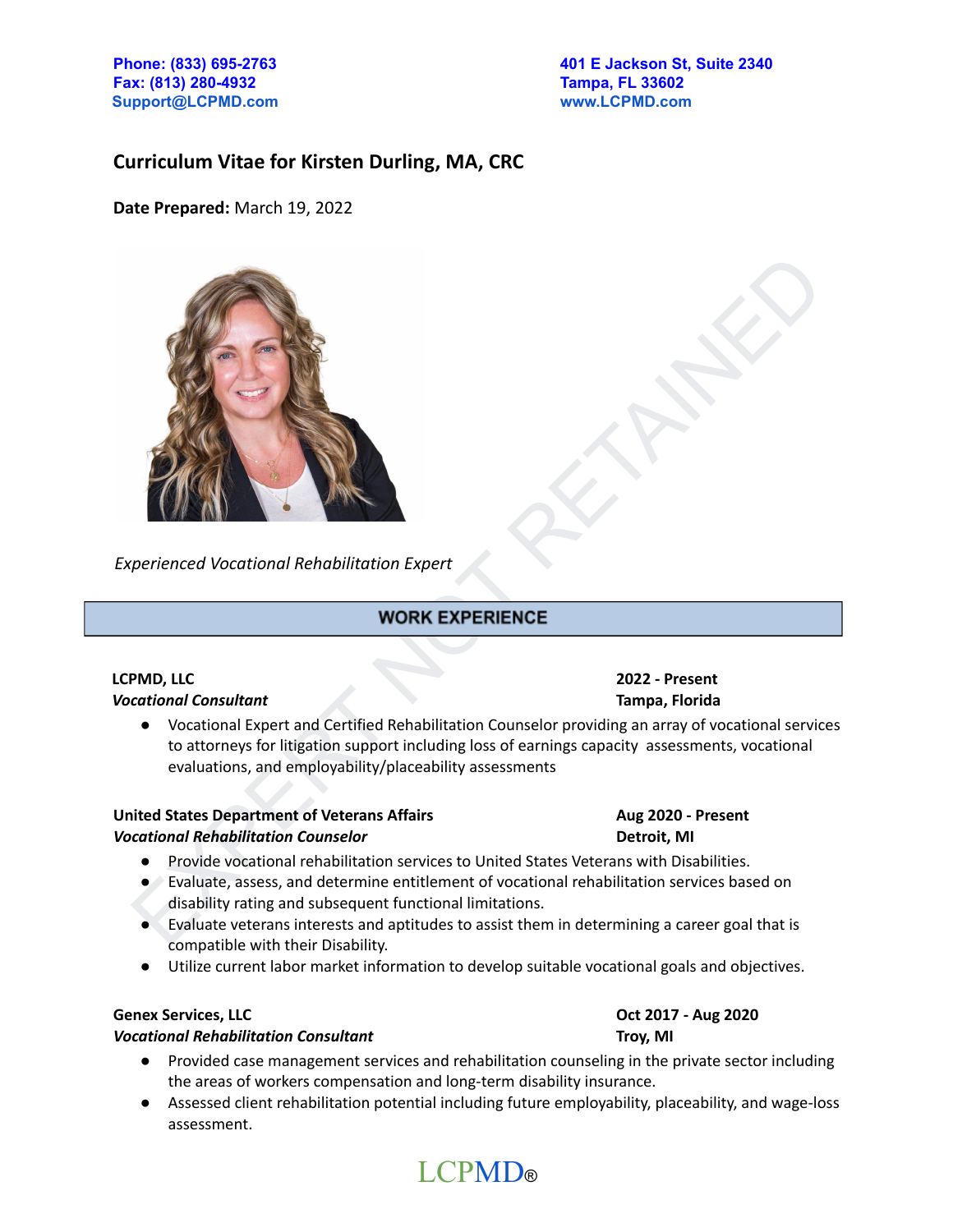Phone: (833) 695-2763
Fax: (813) 280-4932
Support@LCPMD.com

401 E Jackson St, Suite 2340
Tampa, FL 33602
www.LCPMD.com

# Curriculum Vitae for Kirsten Durling, MA, CRC

**Date Prepared:** March 19, 2022

*Experienced Vocational Rehabilitation Expert*

## WORK EXPERIENCE

**LCPMD, LLC** — **2022 - Present**
***Vocational Consultant*** — **Tampa, Florida**

- Vocational Expert and Certified Rehabilitation Counselor providing an array of vocational services to attorneys for litigation support including loss of earnings capacity assessments, vocational evaluations, and employability/placeability assessments

**United States Department of Veterans Affairs** — **Aug 2020 - Present**
***Vocational Rehabilitation Counselor*** — **Detroit, MI**

- Provide vocational rehabilitation services to United States Veterans with Disabilities.
- Evaluate, assess, and determine entitlement of vocational rehabilitation services based on disability rating and subsequent functional limitations.
- Evaluate veterans interests and aptitudes to assist them in determining a career goal that is compatible with their Disability.
- Utilize current labor market information to develop suitable vocational goals and objectives.

**Genex Services, LLC** — **Oct 2017 - Aug 2020**
***Vocational Rehabilitation Consultant*** — **Troy, MI**

- Provided case management services and rehabilitation counseling in the private sector including the areas of workers compensation and long-term disability insurance.
- Assessed client rehabilitation potential including future employability, placeability, and wage-loss assessment.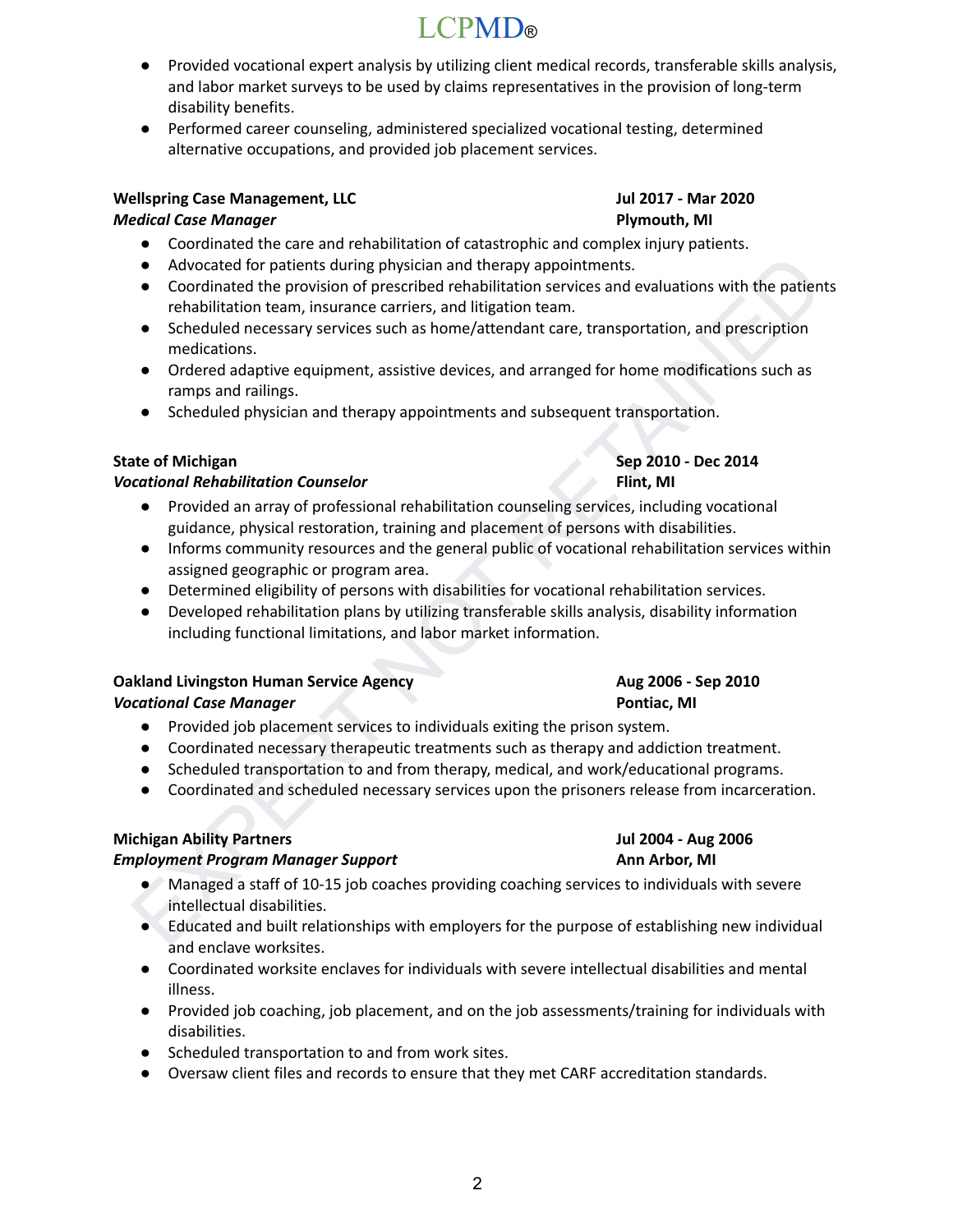- Provided vocational expert analysis by utilizing client medical records, transferable skills analysis, and labor market surveys to be used by claims representatives in the provision of long-term disability benefits.
- Performed career counseling, administered specialized vocational testing, determined alternative occupations, and provided job placement services.

**Wellspring Case Management, LLC** — **Jul 2017 - Mar 2020**
***Medical Case Manager*** — **Plymouth, MI**

- Coordinated the care and rehabilitation of catastrophic and complex injury patients.
- Advocated for patients during physician and therapy appointments.
- Coordinated the provision of prescribed rehabilitation services and evaluations with the patients rehabilitation team, insurance carriers, and litigation team.
- Scheduled necessary services such as home/attendant care, transportation, and prescription medications.
- Ordered adaptive equipment, assistive devices, and arranged for home modifications such as ramps and railings.
- Scheduled physician and therapy appointments and subsequent transportation.

**State of Michigan** — **Sep 2010 - Dec 2014**
***Vocational Rehabilitation Counselor*** — **Flint, MI**

- Provided an array of professional rehabilitation counseling services, including vocational guidance, physical restoration, training and placement of persons with disabilities.
- Informs community resources and the general public of vocational rehabilitation services within assigned geographic or program area.
- Determined eligibility of persons with disabilities for vocational rehabilitation services.
- Developed rehabilitation plans by utilizing transferable skills analysis, disability information including functional limitations, and labor market information.

**Oakland Livingston Human Service Agency** — **Aug 2006 - Sep 2010**
***Vocational Case Manager*** — **Pontiac, MI**

- Provided job placement services to individuals exiting the prison system.
- Coordinated necessary therapeutic treatments such as therapy and addiction treatment.
- Scheduled transportation to and from therapy, medical, and work/educational programs.
- Coordinated and scheduled necessary services upon the prisoners release from incarceration.

**Michigan Ability Partners** — **Jul 2004 - Aug 2006**
***Employment Program Manager Support*** — **Ann Arbor, MI**

- Managed a staff of 10-15 job coaches providing coaching services to individuals with severe intellectual disabilities.
- Educated and built relationships with employers for the purpose of establishing new individual and enclave worksites.
- Coordinated worksite enclaves for individuals with severe intellectual disabilities and mental illness.
- Provided job coaching, job placement, and on the job assessments/training for individuals with disabilities.
- Scheduled transportation to and from work sites.
- Oversaw client files and records to ensure that they met CARF accreditation standards.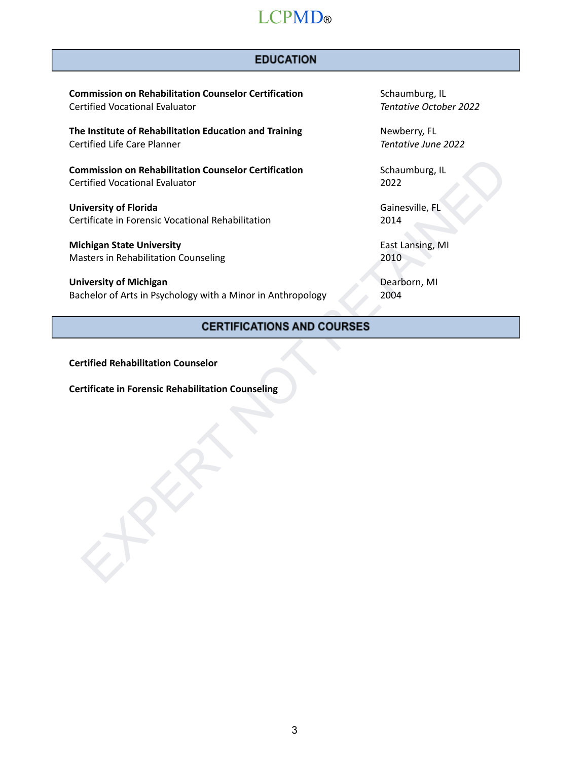## EDUCATION

**Commission on Rehabilitation Counselor Certification** — Schaumburg, IL
Certified Vocational Evaluator — *Tentative October 2022*

**The Institute of Rehabilitation Education and Training** — Newberry, FL
Certified Life Care Planner — *Tentative June 2022*

**Commission on Rehabilitation Counselor Certification** — Schaumburg, IL
Certified Vocational Evaluator — 2022

**University of Florida** — Gainesville, FL
Certificate in Forensic Vocational Rehabilitation — 2014

**Michigan State University** — East Lansing, MI
Masters in Rehabilitation Counseling — 2010

**University of Michigan** — Dearborn, MI
Bachelor of Arts in Psychology with a Minor in Anthropology — 2004

## CERTIFICATIONS AND COURSES

**Certified Rehabilitation Counselor**

**Certificate in Forensic Rehabilitation Counseling**